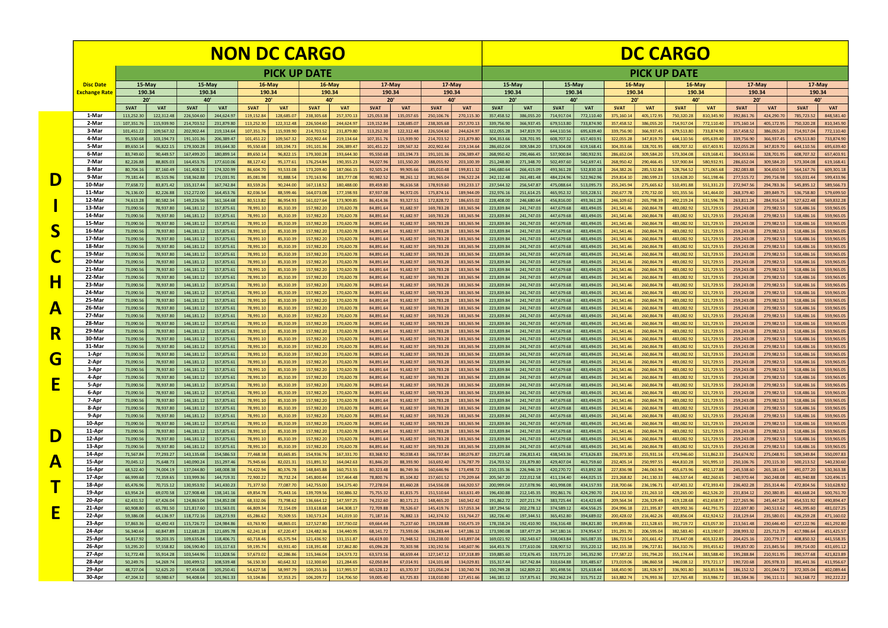| | NON DC CARGO | | | | | | | | | | | | DC CARGO | | | | | | | | | | | |
|---|---|---|---|---|---|---|---|---|---|---|---|---|---|---|---|---|---|---|---|---|---|---|---|---|
| | PICK UP DATE | | | | | | | | | | | | PICK UP DATE | | | | | | | | | | | |
| **Disc Date** | 15-May | | 15-May | | 16-May | | 16-May | | 17-May | | 17-May | | 15-May | | 15-May | | 16-May | | 16-May | | 17-May | | 17-May | |
| **Exchange Rate** | 190.34 | | 190.34 | | 190.34 | | 190.34 | | 190.34 | | 190.34 | | 190.34 | | 190.34 | | 190.34 | | 190.34 | | 190.34 | | 190.34 | |
| | 20' | | 40' | | 20' | | 40' | | 20' | | 40' | | 20' | | 40' | | 20' | | 40' | | 20' | | 40' | |
| **DISCHARGE DATE** | SVAT | VAT | SVAT | VAT | SVAT | VAT | SVAT | VAT | SVAT | VAT | SVAT | VAT | SVAT | VAT | SVAT | VAT | SVAT | VAT | SVAT | VAT | SVAT | VAT | SVAT | VAT |
| 1-Mar | 113,252.30 | 122,312.48 | 226,504.60 | 244,624.97 | 119,152.84 | 128,685.07 | 238,305.68 | 257,370.13 | 125,053.38 | 135,057.65 | 250,106.76 | 270,115.30 | 357,458.52 | 386,055.20 | 714,917.04 | 772,110.40 | 375,160.14 | 405,172.95 | 750,320.28 | 810,345.90 | 392,861.76 | 424,290.70 | 785,723.52 | 848,581.40 |
| 2-Mar | 107,351.76 | 115,939.90 | 214,703.52 | 231,879.80 | 113,252.30 | 122,312.48 | 226,504.60 | 244,624.97 | 119,152.84 | 128,685.07 | 238,305.68 | 257,370.13 | 339,756.90 | 366,937.45 | 679,513.80 | 733,874.90 | 357,458.52 | 386,055.20 | 714,917.04 | 772,110.40 | 375,160.14 | 405,172.95 | 750,320.28 | 810,345.90 |
| 3-Mar | 101,451.22 | 109,567.32 | 202,902.44 | 219,134.64 | 107,351.76 | 115,939.90 | 214,703.52 | 231,879.80 | 113,252.30 | 122,312.48 | 226,504.60 | 244,624.97 | 322,055.28 | 347,819.70 | 644,110.56 | 695,639.40 | 339,756.90 | 366,937.45 | 679,513.80 | 733,874.90 | 357,458.52 | 386,055.20 | 714,917.04 | 772,110.40 |
| 4-Mar | 95,550.68 | 103,194.73 | 191,101.36 | 206,389.47 | 101,451.22 | 109,567.32 | 202,902.44 | 219,134.64 | 107,351.76 | 115,939.90 | 214,703.52 | 231,879.80 | 304,353.66 | 328,701.95 | 608,707.32 | 657,403.91 | 322,055.28 | 347,819.70 | 644,110.56 | 695,639.40 | 339,756.90 | 366,937.45 | 679,513.80 | 733,874.90 |
| 5-Mar | 89,650.14 | 96,822.15 | 179,300.28 | 193,644.30 | 95,550.68 | 103,194.73 | 191,101.36 | 206,389.47 | 101,451.22 | 109,567.32 | 202,902.44 | 219,134.64 | 286,652.04 | 309,584.20 | 573,304.08 | 619,168.41 | 304,353.66 | 328,701.95 | 608,707.32 | 657,403.91 | 322,055.28 | 347,819.70 | 644,110.56 | 695,639.40 |
| 6-Mar | 83,749.60 | 90,449.57 | 167,499.20 | 180,899.14 | 89,650.14 | 96,822.15 | 179,300.28 | 193,644.30 | 95,550.68 | 103,194.73 | 191,101.36 | 206,389.47 | 268,950.42 | 290,466.45 | 537,900.84 | 580,932.91 | 286,652.04 | 309,584.20 | 573,304.08 | 619,168.41 | 304,353.66 | 328,701.95 | 608,707.32 | 657,403.91 |
| 7-Mar | 82,226.88 | 88,805.03 | 164,453.76 | 177,610.06 | 88,127.42 | 95,177.61 | 176,254.84 | 190,355.23 | 94,027.96 | 101,550.20 | 188,055.92 | 203,100.39 | 251,248.80 | 271,348.70 | 502,497.60 | 542,697.41 | 268,950.42 | 290,466.45 | 537,900.84 | 580,932.91 | 286,652.04 | 309,584.20 | 573,304.08 | 619,168.41 |
| 8-Mar | 80,704.16 | 87,160.49 | 161,408.32 | 174,320.99 | 86,604.70 | 93,533.08 | 173,209.40 | 187,066.15 | 92,505.24 | 99,905.66 | 185,010.48 | 199,811.32 | 246,680.64 | 266,415.09 | 493,361.28 | 532,830.18 | 264,382.26 | 285,532.84 | 528,764.52 | 571,065.68 | 282,083.88 | 304,650.59 | 564,167.76 | 609,301.18 |
| 9-Mar | 79,181.44 | 85,515.96 | 158,362.88 | 171,031.91 | 85,081.98 | 91,888.54 | 170,163.96 | 183,777.08 | 90,982.52 | 98,261.12 | 181,965.04 | 196,522.24 | 242,112.48 | 261,481.48 | 484,224.96 | 522,962.96 | 259,814.10 | 280,599.23 | 519,628.20 | 561,198.46 | 277,515.72 | 299,716.98 | 555,031.44 | 599,433.96 |
| 10-Mar | 77,658.72 | 83,871.42 | 155,317.44 | 167,742.84 | 83,559.26 | 90,244.00 | 167,118.52 | 180,488.00 | 89,459.80 | 96,616.58 | 178,919.60 | 193,233.17 | 237,544.32 | 256,547.87 | 475,088.64 | 513,095.73 | 255,245.94 | 275,665.62 | 510,491.88 | 551,331.23 | 272,947.56 | 294,783.36 | 545,895.12 | 589,566.73 |
| 11-Mar | 76,136.00 | 82,226.88 | 152,272.00 | 164,453.76 | 82,036.54 | 88,599.46 | 164,073.08 | 177,198.93 | 87,937.08 | 94,972.05 | 175,874.16 | 189,944.09 | 232,976.16 | 251,614.25 | 465,952.32 | 503,228.51 | 250,677.78 | 270,732.00 | 501,355.56 | 541,464.00 | 268,379.40 | 289,849.75 | 536,758.80 | 579,699.50 |
| 12-Mar | 74,613.28 | 80,582.34 | 149,226.56 | 161,164.68 | 80,513.82 | 86,954.93 | 161,027.64 | 173,909.85 | 86,414.36 | 93,327.51 | 172,828.72 | 186,655.02 | 228,408.00 | 246,680.64 | 456,816.00 | 493,361.28 | 246,109.62 | 265,798.39 | 492,219.24 | 531,596.78 | 263,811.24 | 284,916.14 | 527,622.48 | 569,832.28 |
| 13-Mar | 73,090.56 | 78,937.80 | 146,181.12 | 157,875.61 | 78,991.10 | 85,310.39 | 157,982.20 | 170,620.78 | 84,891.64 | 91,682.97 | 169,783.28 | 183,365.94 | 223,839.84 | 241,747.03 | 447,679.68 | 483,494.05 | 241,541.46 | 260,864.78 | 483,082.92 | 521,729.55 | 259,243.08 | 279,982.53 | 518,486.16 | 559,965.05 |
| 14-Mar | 73,090.56 | 78,937.80 | 146,181.12 | 157,875.61 | 78,991.10 | 85,310.39 | 157,982.20 | 170,620.78 | 84,891.64 | 91,682.97 | 169,783.28 | 183,365.94 | 223,839.84 | 241,747.03 | 447,679.68 | 483,494.05 | 241,541.46 | 260,864.78 | 483,082.92 | 521,729.55 | 259,243.08 | 279,982.53 | 518,486.16 | 559,965.05 |
| 15-Mar | 73,090.56 | 78,937.80 | 146,181.12 | 157,875.61 | 78,991.10 | 85,310.39 | 157,982.20 | 170,620.78 | 84,891.64 | 91,682.97 | 169,783.28 | 183,365.94 | 223,839.84 | 241,747.03 | 447,679.68 | 483,494.05 | 241,541.46 | 260,864.78 | 483,082.92 | 521,729.55 | 259,243.08 | 279,982.53 | 518,486.16 | 559,965.05 |
| 16-Mar | 73,090.56 | 78,937.80 | 146,181.12 | 157,875.61 | 78,991.10 | 85,310.39 | 157,982.20 | 170,620.78 | 84,891.64 | 91,682.97 | 169,783.28 | 183,365.94 | 223,839.84 | 241,747.03 | 447,679.68 | 483,494.05 | 241,541.46 | 260,864.78 | 483,082.92 | 521,729.55 | 259,243.08 | 279,982.53 | 518,486.16 | 559,965.05 |
| 17-Mar | 73,090.56 | 78,937.80 | 146,181.12 | 157,875.61 | 78,991.10 | 85,310.39 | 157,982.20 | 170,620.78 | 84,891.64 | 91,682.97 | 169,783.28 | 183,365.94 | 223,839.84 | 241,747.03 | 447,679.68 | 483,494.05 | 241,541.46 | 260,864.78 | 483,082.92 | 521,729.55 | 259,243.08 | 279,982.53 | 518,486.16 | 559,965.05 |
| 18-Mar | 73,090.56 | 78,937.80 | 146,181.12 | 157,875.61 | 78,991.10 | 85,310.39 | 157,982.20 | 170,620.78 | 84,891.64 | 91,682.97 | 169,783.28 | 183,365.94 | 223,839.84 | 241,747.03 | 447,679.68 | 483,494.05 | 241,541.46 | 260,864.78 | 483,082.92 | 521,729.55 | 259,243.08 | 279,982.53 | 518,486.16 | 559,965.05 |
| 19-Mar | 73,090.56 | 78,937.80 | 146,181.12 | 157,875.61 | 78,991.10 | 85,310.39 | 157,982.20 | 170,620.78 | 84,891.64 | 91,682.97 | 169,783.28 | 183,365.94 | 223,839.84 | 241,747.03 | 447,679.68 | 483,494.05 | 241,541.46 | 260,864.78 | 483,082.92 | 521,729.55 | 259,243.08 | 279,982.53 | 518,486.16 | 559,965.05 |
| 20-Mar | 73,090.56 | 78,937.80 | 146,181.12 | 157,875.61 | 78,991.10 | 85,310.39 | 157,982.20 | 170,620.78 | 84,891.64 | 91,682.97 | 169,783.28 | 183,365.94 | 223,839.84 | 241,747.03 | 447,679.68 | 483,494.05 | 241,541.46 | 260,864.78 | 483,082.92 | 521,729.55 | 259,243.08 | 279,982.53 | 518,486.16 | 559,965.05 |
| 21-Mar | 73,090.56 | 78,937.80 | 146,181.12 | 157,875.61 | 78,991.10 | 85,310.39 | 157,982.20 | 170,620.78 | 84,891.64 | 91,682.97 | 169,783.28 | 183,365.94 | 223,839.84 | 241,747.03 | 447,679.68 | 483,494.05 | 241,541.46 | 260,864.78 | 483,082.92 | 521,729.55 | 259,243.08 | 279,982.53 | 518,486.16 | 559,965.05 |
| 22-Mar | 73,090.56 | 78,937.80 | 146,181.12 | 157,875.61 | 78,991.10 | 85,310.39 | 157,982.20 | 170,620.78 | 84,891.64 | 91,682.97 | 169,783.28 | 183,365.94 | 223,839.84 | 241,747.03 | 447,679.68 | 483,494.05 | 241,541.46 | 260,864.78 | 483,082.92 | 521,729.55 | 259,243.08 | 279,982.53 | 518,486.16 | 559,965.05 |
| 23-Mar | 73,090.56 | 78,937.80 | 146,181.12 | 157,875.61 | 78,991.10 | 85,310.39 | 157,982.20 | 170,620.78 | 84,891.64 | 91,682.97 | 169,783.28 | 183,365.94 | 223,839.84 | 241,747.03 | 447,679.68 | 483,494.05 | 241,541.46 | 260,864.78 | 483,082.92 | 521,729.55 | 259,243.08 | 279,982.53 | 518,486.16 | 559,965.05 |
| 24-Mar | 73,090.56 | 78,937.80 | 146,181.12 | 157,875.61 | 78,991.10 | 85,310.39 | 157,982.20 | 170,620.78 | 84,891.64 | 91,682.97 | 169,783.28 | 183,365.94 | 223,839.84 | 241,747.03 | 447,679.68 | 483,494.05 | 241,541.46 | 260,864.78 | 483,082.92 | 521,729.55 | 259,243.08 | 279,982.53 | 518,486.16 | 559,965.05 |
| 25-Mar | 73,090.56 | 78,937.80 | 146,181.12 | 157,875.61 | 78,991.10 | 85,310.39 | 157,982.20 | 170,620.78 | 84,891.64 | 91,682.97 | 169,783.28 | 183,365.94 | 223,839.84 | 241,747.03 | 447,679.68 | 483,494.05 | 241,541.46 | 260,864.78 | 483,082.92 | 521,729.55 | 259,243.08 | 279,982.53 | 518,486.16 | 559,965.05 |
| 26-Mar | 73,090.56 | 78,937.80 | 146,181.12 | 157,875.61 | 78,991.10 | 85,310.39 | 157,982.20 | 170,620.78 | 84,891.64 | 91,682.97 | 169,783.28 | 183,365.94 | 223,839.84 | 241,747.03 | 447,679.68 | 483,494.05 | 241,541.46 | 260,864.78 | 483,082.92 | 521,729.55 | 259,243.08 | 279,982.53 | 518,486.16 | 559,965.05 |
| 27-Mar | 73,090.56 | 78,937.80 | 146,181.12 | 157,875.61 | 78,991.10 | 85,310.39 | 157,982.20 | 170,620.78 | 84,891.64 | 91,682.97 | 169,783.28 | 183,365.94 | 223,839.84 | 241,747.03 | 447,679.68 | 483,494.05 | 241,541.46 | 260,864.78 | 483,082.92 | 521,729.55 | 259,243.08 | 279,982.53 | 518,486.16 | 559,965.05 |
| 28-Mar | 73,090.56 | 78,937.80 | 146,181.12 | 157,875.61 | 78,991.10 | 85,310.39 | 157,982.20 | 170,620.78 | 84,891.64 | 91,682.97 | 169,783.28 | 183,365.94 | 223,839.84 | 241,747.03 | 447,679.68 | 483,494.05 | 241,541.46 | 260,864.78 | 483,082.92 | 521,729.55 | 259,243.08 | 279,982.53 | 518,486.16 | 559,965.05 |
| 29-Mar | 73,090.56 | 78,937.80 | 146,181.12 | 157,875.61 | 78,991.10 | 85,310.39 | 157,982.20 | 170,620.78 | 84,891.64 | 91,682.97 | 169,783.28 | 183,365.94 | 223,839.84 | 241,747.03 | 447,679.68 | 483,494.05 | 241,541.46 | 260,864.78 | 483,082.92 | 521,729.55 | 259,243.08 | 279,982.53 | 518,486.16 | 559,965.05 |
| 30-Mar | 73,090.56 | 78,937.80 | 146,181.12 | 157,875.61 | 78,991.10 | 85,310.39 | 157,982.20 | 170,620.78 | 84,891.64 | 91,682.97 | 169,783.28 | 183,365.94 | 223,839.84 | 241,747.03 | 447,679.68 | 483,494.05 | 241,541.46 | 260,864.78 | 483,082.92 | 521,729.55 | 259,243.08 | 279,982.53 | 518,486.16 | 559,965.05 |
| 31-Mar | 73,090.56 | 78,937.80 | 146,181.12 | 157,875.61 | 78,991.10 | 85,310.39 | 157,982.20 | 170,620.78 | 84,891.64 | 91,682.97 | 169,783.28 | 183,365.94 | 223,839.84 | 241,747.03 | 447,679.68 | 483,494.05 | 241,541.46 | 260,864.78 | 483,082.92 | 521,729.55 | 259,243.08 | 279,982.53 | 518,486.16 | 559,965.05 |
| 1-Apr | 73,090.56 | 78,937.80 | 146,181.12 | 157,875.61 | 78,991.10 | 85,310.39 | 157,982.20 | 170,620.78 | 84,891.64 | 91,682.97 | 169,783.28 | 183,365.94 | 223,839.84 | 241,747.03 | 447,679.68 | 483,494.05 | 241,541.46 | 260,864.78 | 483,082.92 | 521,729.55 | 259,243.08 | 279,982.53 | 518,486.16 | 559,965.05 |
| 2-Apr | 73,090.56 | 78,937.80 | 146,181.12 | 157,875.61 | 78,991.10 | 85,310.39 | 157,982.20 | 170,620.78 | 84,891.64 | 91,682.97 | 169,783.28 | 183,365.94 | 223,839.84 | 241,747.03 | 447,679.68 | 483,494.05 | 241,541.46 | 260,864.78 | 483,082.92 | 521,729.55 | 259,243.08 | 279,982.53 | 518,486.16 | 559,965.05 |
| 3-Apr | 73,090.56 | 78,937.80 | 146,181.12 | 157,875.61 | 78,991.10 | 85,310.39 | 157,982.20 | 170,620.78 | 84,891.64 | 91,682.97 | 169,783.28 | 183,365.94 | 223,839.84 | 241,747.03 | 447,679.68 | 483,494.05 | 241,541.46 | 260,864.78 | 483,082.92 | 521,729.55 | 259,243.08 | 279,982.53 | 518,486.16 | 559,965.05 |
| 4-Apr | 73,090.56 | 78,937.80 | 146,181.12 | 157,875.61 | 78,991.10 | 85,310.39 | 157,982.20 | 170,620.78 | 84,891.64 | 91,682.97 | 169,783.28 | 183,365.94 | 223,839.84 | 241,747.03 | 447,679.68 | 483,494.05 | 241,541.46 | 260,864.78 | 483,082.92 | 521,729.55 | 259,243.08 | 279,982.53 | 518,486.16 | 559,965.05 |
| 5-Apr | 73,090.56 | 78,937.80 | 146,181.12 | 157,875.61 | 78,991.10 | 85,310.39 | 157,982.20 | 170,620.78 | 84,891.64 | 91,682.97 | 169,783.28 | 183,365.94 | 223,839.84 | 241,747.03 | 447,679.68 | 483,494.05 | 241,541.46 | 260,864.78 | 483,082.92 | 521,729.55 | 259,243.08 | 279,982.53 | 518,486.16 | 559,965.05 |
| 6-Apr | 73,090.56 | 78,937.80 | 146,181.12 | 157,875.61 | 78,991.10 | 85,310.39 | 157,982.20 | 170,620.78 | 84,891.64 | 91,682.97 | 169,783.28 | 183,365.94 | 223,839.84 | 241,747.03 | 447,679.68 | 483,494.05 | 241,541.46 | 260,864.78 | 483,082.92 | 521,729.55 | 259,243.08 | 279,982.53 | 518,486.16 | 559,965.05 |
| 7-Apr | 73,090.56 | 78,937.80 | 146,181.12 | 157,875.61 | 78,991.10 | 85,310.39 | 157,982.20 | 170,620.78 | 84,891.64 | 91,682.97 | 169,783.28 | 183,365.94 | 223,839.84 | 241,747.03 | 447,679.68 | 483,494.05 | 241,541.46 | 260,864.78 | 483,082.92 | 521,729.55 | 259,243.08 | 279,982.53 | 518,486.16 | 559,965.05 |
| 8-Apr | 73,090.56 | 78,937.80 | 146,181.12 | 157,875.61 | 78,991.10 | 85,310.39 | 157,982.20 | 170,620.78 | 84,891.64 | 91,682.97 | 169,783.28 | 183,365.94 | 223,839.84 | 241,747.03 | 447,679.68 | 483,494.05 | 241,541.46 | 260,864.78 | 483,082.92 | 521,729.55 | 259,243.08 | 279,982.53 | 518,486.16 | 559,965.05 |
| 9-Apr | 73,090.56 | 78,937.80 | 146,181.12 | 157,875.61 | 78,991.10 | 85,310.39 | 157,982.20 | 170,620.78 | 84,891.64 | 91,682.97 | 169,783.28 | 183,365.94 | 223,839.84 | 241,747.03 | 447,679.68 | 483,494.05 | 241,541.46 | 260,864.78 | 483,082.92 | 521,729.55 | 259,243.08 | 279,982.53 | 518,486.16 | 559,965.05 |
| 10-Apr | 73,090.56 | 78,937.80 | 146,181.12 | 157,875.61 | 78,991.10 | 85,310.39 | 157,982.20 | 170,620.78 | 84,891.64 | 91,682.97 | 169,783.28 | 183,365.94 | 223,839.84 | 241,747.03 | 447,679.68 | 483,494.05 | 241,541.46 | 260,864.78 | 483,082.92 | 521,729.55 | 259,243.08 | 279,982.53 | 518,486.16 | 559,965.05 |
| 11-Apr | 73,090.56 | 78,937.80 | 146,181.12 | 157,875.61 | 78,991.10 | 85,310.39 | 157,982.20 | 170,620.78 | 84,891.64 | 91,682.97 | 169,783.28 | 183,365.94 | 223,839.84 | 241,747.03 | 447,679.68 | 483,494.05 | 241,541.46 | 260,864.78 | 483,082.92 | 521,729.55 | 259,243.08 | 279,982.53 | 518,486.16 | 559,965.05 |
| 12-Apr | 73,090.56 | 78,937.80 | 146,181.12 | 157,875.61 | 78,991.10 | 85,310.39 | 157,982.20 | 170,620.78 | 84,891.64 | 91,682.97 | 169,783.28 | 183,365.94 | 223,839.84 | 241,747.03 | 447,679.68 | 483,494.05 | 241,541.46 | 260,864.78 | 483,082.92 | 521,729.55 | 259,243.08 | 279,982.53 | 518,486.16 | 559,965.05 |
| 13-Apr | 73,090.56 | 78,937.80 | 146,181.12 | 157,875.61 | 78,991.10 | 85,310.39 | 157,982.20 | 170,620.78 | 84,891.64 | 91,682.97 | 169,783.28 | 183,365.94 | 223,839.84 | 241,747.03 | 447,679.68 | 483,494.05 | 241,541.46 | 260,864.78 | 483,082.92 | 521,729.55 | 259,243.08 | 279,982.53 | 518,486.16 | 559,965.05 |
| 14-Apr | 71,567.84 | 77,293.27 | 143,135.68 | 154,586.53 | 77,468.38 | 83,665.85 | 154,936.76 | 167,331.70 | 83,368.92 | 90,038.43 | 166,737.84 | 180,076.87 | 219,271.68 | 236,813.41 | 438,543.36 | 473,626.83 | 236,973.30 | 255,931.16 | 473,946.60 | 511,862.33 | 254,674.92 | 275,048.91 | 509,349.84 | 550,097.83 |
| 15-Apr | 70,045.12 | 75,648.73 | 140,090.24 | 151,297.46 | 75,945.66 | 82,021.31 | 151,891.32 | 164,042.63 | 81,846.20 | 88,393.90 | 163,692.40 | 176,787.79 | 214,703.52 | 231,879.80 | 429,407.04 | 463,759.60 | 232,405.14 | 250,997.55 | 464,810.28 | 501,995.10 | 250,106.76 | 270,115.30 | 500,213.52 | 540,230.60 |
| 16-Apr | 68,522.40 | 74,004.19 | 137,044.80 | 148,008.38 | 74,422.94 | 80,376.78 | 148,845.88 | 160,753.55 | 80,323.48 | 86,749.36 | 160,646.96 | 173,498.72 | 210,135.36 | 226,946.19 | 420,270.72 | 453,892.38 | 227,836.98 | 246,063.94 | 455,673.96 | 492,127.88 | 245,538.60 | 265,181.69 | 491,077.20 | 530,363.38 |
| 17-Apr | 66,999.68 | 72,359.65 | 133,999.36 | 144,719.31 | 72,900.22 | 78,732.24 | 145,800.44 | 157,464.48 | 78,800.76 | 85,104.82 | 157,601.52 | 170,209.64 | 205,567.20 | 222,012.58 | 411,134.40 | 444,025.15 | 223,268.82 | 241,130.33 | 446,537.64 | 482,260.65 | 240,970.44 | 260,248.08 | 481,940.88 | 520,496.15 |
| 18-Apr | 65,476.96 | 70,715.12 | 130,953.92 | 141,430.23 | 71,377.50 | 77,087.70 | 142,755.00 | 154,175.40 | 77,278.04 | 83,460.28 | 154,556.08 | 166,920.57 | 200,999.04 | 217,078.96 | 401,998.08 | 434,157.93 | 218,700.66 | 236,196.71 | 437,401.32 | 472,393.43 | 236,402.28 | 255,314.46 | 472,804.56 | 510,628.92 |
| 19-Apr | 63,954.24 | 69,070.58 | 127,908.48 | 138,141.16 | 69,854.78 | 75,443.16 | 139,709.56 | 150,886.32 | 75,755.32 | 81,815.75 | 151,510.64 | 163,631.49 | 196,430.88 | 212,145.35 | 392,861.76 | 424,290.70 | 214,132.50 | 231,263.10 | 428,265.00 | 462,526.20 | 231,834.12 | 250,380.85 | 463,668.24 | 500,761.70 |
| 20-Apr | 62,431.52 | 67,426.04 | 124,863.04 | 134,852.08 | 68,332.06 | 73,798.62 | 136,664.12 | 147,597.25 | 74,232.60 | 80,171.21 | 148,465.20 | 160,342.42 | 191,862.72 | 207,211.74 | 383,725.44 | 414,423.48 | 209,564.34 | 226,329.49 | 419,128.68 | 452,658.97 | 227,265.96 | 245,447.24 | 454,531.92 | 490,894.47 |
| 21-Apr | 60,908.80 | 65,781.50 | 121,817.60 | 131,563.01 | 66,809.34 | 72,154.09 | 133,618.68 | 144,308.17 | 72,709.88 | 78,526.67 | 145,419.76 | 157,053.34 | 187,294.56 | 202,278.12 | 374,589.12 | 404,556.25 | 204,996.18 | 221,395.87 | 409,992.36 | 442,791.75 | 222,697.80 | 240,513.62 | 445,395.60 | 481,027.25 |
| 22-Apr | 59,386.08 | 64,136.97 | 118,772.16 | 128,273.93 | 65,286.62 | 70,509.55 | 130,573.24 | 141,019.10 | 71,187.16 | 76,882.13 | 142,374.32 | 153,764.27 | 182,726.40 | 197,344.51 | 365,452.80 | 394,689.02 | 200,428.02 | 216,462.26 | 400,856.04 | 432,924.52 | 218,129.64 | 235,580.01 | 436,259.28 | 471,160.02 |
| 23-Apr | 57,863.36 | 62,492.43 | 115,726.72 | 124,984.86 | 63,763.90 | 68,865.01 | 127,527.80 | 137,730.02 | 69,664.44 | 75,237.60 | 139,328.88 | 150,475.19 | 178,158.24 | 192,410.90 | 356,316.48 | 384,821.80 | 195,859.86 | 211,528.65 | 391,719.72 | 423,057.30 | 213,561.48 | 230,646.40 | 427,122.96 | 461,292.80 |
| 24-Apr | 56,340.64 | 60,847.89 | 112,681.28 | 121,695.78 | 62,241.18 | 67,220.47 | 124,482.36 | 134,440.95 | 68,141.72 | 73,593.06 | 136,283.44 | 147,186.12 | 173,590.08 | 187,477.29 | 347,180.16 | 374,954.57 | 191,291.70 | 206,595.04 | 382,583.40 | 413,190.07 | 208,993.32 | 225,712.79 | 417,986.64 | 451,425.57 |
| 25-Apr | 54,817.92 | 59,203.35 | 109,635.84 | 118,406.71 | 60,718.46 | 65,575.94 | 121,436.92 | 131,151.87 | 66,619.00 | 71,948.52 | 133,238.00 | 143,897.04 | 169,021.92 | 182,543.67 | 338,043.84 | 365,087.35 | 186,723.54 | 201,661.42 | 373,447.08 | 403,322.85 | 204,425.16 | 220,779.17 | 408,850.32 | 441,558.35 |
| 26-Apr | 53,295.20 | 57,558.82 | 106,590.40 | 115,117.63 | 59,195.74 | 63,931.40 | 118,391.48 | 127,862.80 | 65,096.28 | 70,303.98 | 130,192.56 | 140,607.96 | 164,453.76 | 177,610.06 | 328,907.52 | 355,220.12 | 182,155.38 | 196,727.81 | 364,310.76 | 393,455.62 | 199,857.00 | 215,845.56 | 399,714.00 | 431,691.12 |
| 27-Apr | 51,772.48 | 55,914.28 | 103,544.96 | 111,828.56 | 57,673.02 | 62,286.86 | 115,346.04 | 124,573.72 | 63,573.56 | 68,659.44 | 127,147.12 | 137,318.89 | 159,885.60 | 172,676.45 | 319,771.20 | 345,352.90 | 177,587.22 | 191,794.20 | 355,174.44 | 383,588.40 | 195,288.84 | 210,911.95 | 390,577.68 | 421,823.89 |
| 28-Apr | 50,249.76 | 54,269.74 | 100,499.52 | 108,539.48 | 56,150.30 | 60,642.32 | 112,300.60 | 121,284.65 | 62,050.84 | 67,014.91 | 124,101.68 | 134,029.81 | 155,317.44 | 167,742.84 | 310,634.88 | 335,485.67 | 173,019.06 | 186,860.58 | 346,038.12 | 373,721.17 | 190,720.68 | 205,978.33 | 381,441.36 | 411,956.67 |
| 29-Apr | 48,727.04 | 52,625.20 | 97,454.08 | 105,250.41 | 54,627.58 | 58,997.79 | 109,255.16 | 117,995.57 | 60,528.12 | 65,370.37 | 121,056.24 | 130,740.74 | 150,749.28 | 162,809.22 | 301,498.56 | 325,618.44 | 168,450.90 | 181,926.97 | 336,901.80 | 363,853.94 | 186,152.52 | 201,044.72 | 372,305.04 | 402,089.44 |
| 30-Apr | 47,204.32 | 50,980.67 | 94,408.64 | 101,961.33 | 53,104.86 | 57,353.25 | 106,209.72 | 114,706.50 | 59,005.40 | 63,725.83 | 118,010.80 | 127,451.66 | 146,181.12 | 157,875.61 | 292,362.24 | 315,751.22 | 163,882.74 | 176,993.36 | 327,765.48 | 353,986.72 | 181,584.36 | 196,111.11 | 363,168.72 | 392,222.22 |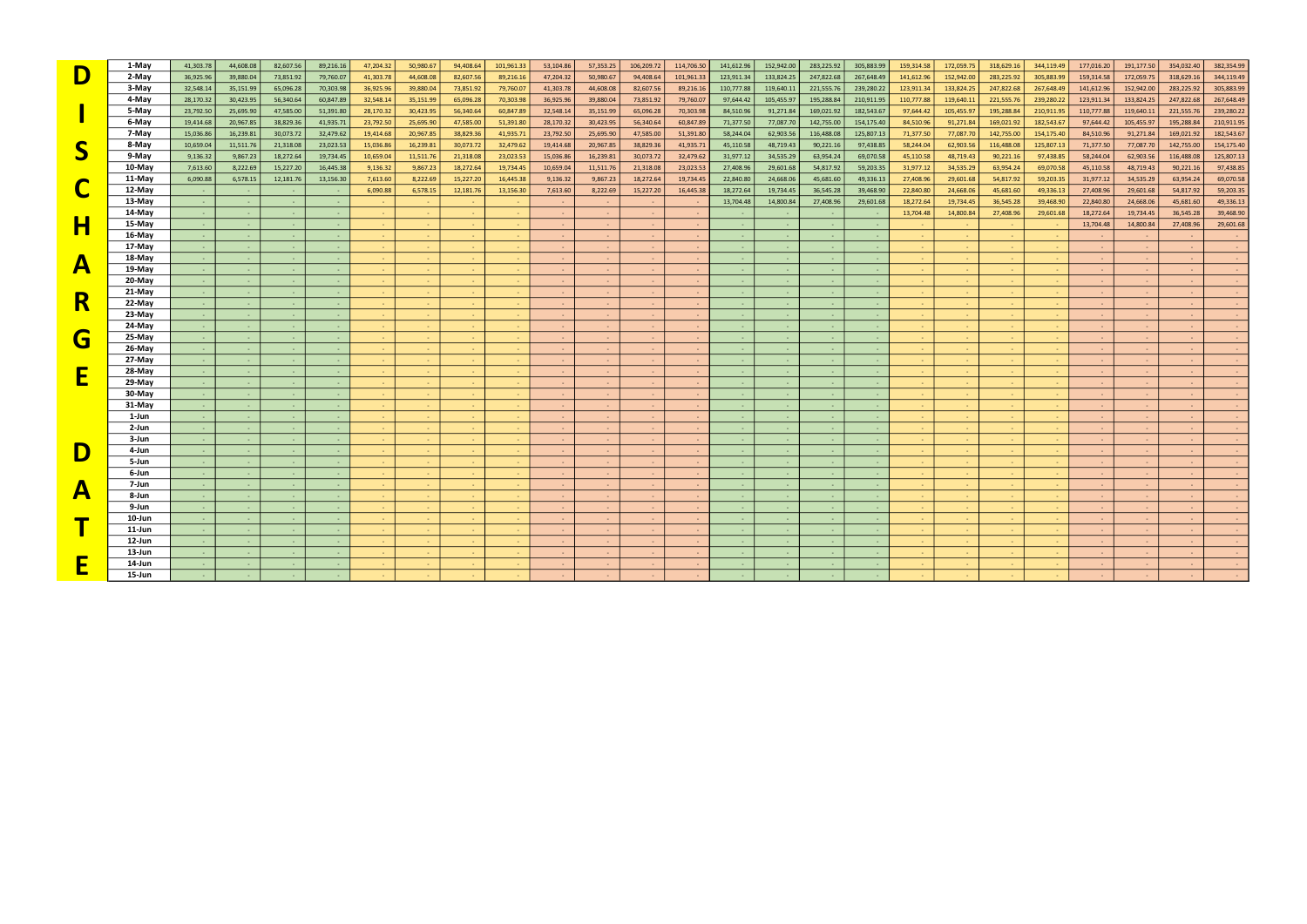| DISCHARGE DATE | | | | | | | | | | | | | | | | | | | | | | | | |
|---|---|---|---|---|---|---|---|---|---|---|---|---|---|---|---|---|---|---|---|---|---|---|---|---|
| 1-May | 41,303.78 | 44,608.08 | 82,607.56 | 89,216.16 | 47,204.32 | 50,980.67 | 94,408.64 | 101,961.33 | 53,104.86 | 57,353.25 | 106,209.72 | 114,706.50 | 141,612.96 | 152,942.00 | 283,225.92 | 305,883.99 | 159,314.58 | 172,059.75 | 318,629.16 | 344,119.49 | 177,016.20 | 191,177.50 | 354,032.40 | 382,354.99 |
| 2-May | 36,925.96 | 39,880.04 | 73,851.92 | 79,760.07 | 41,303.78 | 44,608.08 | 82,607.56 | 89,216.16 | 47,204.32 | 50,980.67 | 94,408.64 | 101,961.33 | 123,911.34 | 133,824.25 | 247,822.68 | 267,648.49 | 141,612.96 | 152,942.00 | 283,225.92 | 305,883.99 | 159,314.58 | 172,059.75 | 318,629.16 | 344,119.49 |
| 3-May | 32,548.14 | 35,151.99 | 65,096.28 | 70,303.98 | 36,925.96 | 39,880.04 | 73,851.92 | 79,760.07 | 41,303.78 | 44,608.08 | 82,607.56 | 89,216.16 | 110,777.88 | 119,640.11 | 221,555.76 | 239,280.22 | 123,911.34 | 133,824.25 | 247,822.68 | 267,648.49 | 141,612.96 | 152,942.00 | 283,225.92 | 305,883.99 |
| 4-May | 28,170.32 | 30,423.95 | 56,340.64 | 60,847.89 | 32,548.14 | 35,151.99 | 65,096.28 | 70,303.98 | 36,925.96 | 39,880.04 | 73,851.92 | 79,760.07 | 97,644.42 | 105,455.97 | 195,288.84 | 210,911.95 | 110,777.88 | 119,640.11 | 221,555.76 | 239,280.22 | 123,911.34 | 133,824.25 | 247,822.68 | 267,648.49 |
| 5-May | 23,792.50 | 25,695.90 | 47,585.00 | 51,391.80 | 28,170.32 | 30,423.95 | 56,340.64 | 60,847.89 | 32,548.14 | 35,151.99 | 65,096.28 | 70,303.98 | 84,510.96 | 91,271.84 | 169,021.92 | 182,543.67 | 97,644.42 | 105,455.97 | 195,288.84 | 210,911.95 | 110,777.88 | 119,640.11 | 221,555.76 | 239,280.22 |
| 6-May | 19,414.68 | 20,967.85 | 38,829.36 | 41,935.71 | 23,792.50 | 25,695.90 | 47,585.00 | 51,391.80 | 28,170.32 | 30,423.95 | 56,340.64 | 60,847.89 | 71,377.50 | 77,087.70 | 142,755.00 | 154,175.40 | 84,510.96 | 91,271.84 | 169,021.92 | 182,543.67 | 97,644.42 | 105,455.97 | 195,288.84 | 210,911.95 |
| 7-May | 15,036.86 | 16,239.81 | 30,073.72 | 32,479.62 | 19,414.68 | 20,967.85 | 38,829.36 | 41,935.71 | 23,792.50 | 25,695.90 | 47,585.00 | 51,391.80 | 58,244.04 | 62,903.56 | 116,488.08 | 125,807.13 | 71,377.50 | 77,087.70 | 142,755.00 | 154,175.40 | 84,510.96 | 91,271.84 | 169,021.92 | 182,543.67 |
| 8-May | 10,659.04 | 11,511.76 | 21,318.08 | 23,023.53 | 15,036.86 | 16,239.81 | 30,073.72 | 32,479.62 | 19,414.68 | 20,967.85 | 38,829.36 | 41,935.71 | 45,110.58 | 48,719.43 | 90,221.16 | 97,438.85 | 58,244.04 | 62,903.56 | 116,488.08 | 125,807.13 | 71,377.50 | 77,087.70 | 142,755.00 | 154,175.40 |
| 9-May | 9,136.32 | 9,867.23 | 18,272.64 | 19,734.45 | 10,659.04 | 11,511.76 | 21,318.08 | 23,023.53 | 15,036.86 | 16,239.81 | 30,073.72 | 32,479.62 | 31,977.12 | 34,535.29 | 63,954.24 | 69,070.58 | 45,110.58 | 48,719.43 | 90,221.16 | 97,438.85 | 58,244.04 | 62,903.56 | 116,488.08 | 125,807.13 |
| 10-May | 7,613.60 | 8,222.69 | 15,227.20 | 16,445.38 | 9,136.32 | 9,867.23 | 18,272.64 | 19,734.45 | 10,659.04 | 11,511.76 | 21,318.08 | 23,023.53 | 27,408.96 | 29,601.68 | 54,817.92 | 59,203.35 | 31,977.12 | 34,535.29 | 63,954.24 | 69,070.58 | 45,110.58 | 48,719.43 | 90,221.16 | 97,438.85 |
| 11-May | 6,090.88 | 6,578.15 | 12,181.76 | 13,156.30 | 7,613.60 | 8,222.69 | 15,227.20 | 16,445.38 | 9,136.32 | 9,867.23 | 18,272.64 | 19,734.45 | 22,840.80 | 24,668.06 | 45,681.60 | 49,336.13 | 27,408.96 | 29,601.68 | 54,817.92 | 59,203.35 | 31,977.12 | 34,535.29 | 63,954.24 | 69,070.58 |
| 12-May | - | - | - | - | 6,090.88 | 6,578.15 | 12,181.76 | 13,156.30 | 7,613.60 | 8,222.69 | 15,227.20 | 16,445.38 | 18,272.64 | 19,734.45 | 36,545.28 | 39,468.90 | 22,840.80 | 24,668.06 | 45,681.60 | 49,336.13 | 27,408.96 | 29,601.68 | 54,817.92 | 59,203.35 |
| 13-May | - | - | - | - | - | - | - | - | - | - | - | - | 13,704.48 | 14,800.84 | 27,408.96 | 29,601.68 | 18,272.64 | 19,734.45 | 36,545.28 | 39,468.90 | 22,840.80 | 24,668.06 | 45,681.60 | 49,336.13 |
| 14-May | - | - | - | - | - | - | - | - | - | - | - | - | - | - | - | - | 13,704.48 | 14,800.84 | 27,408.96 | 29,601.68 | 18,272.64 | 19,734.45 | 36,545.28 | 39,468.90 |
| 15-May | - | - | - | - | - | - | - | - | - | - | - | - | - | - | - | - | - | - | - | - | 13,704.48 | 14,800.84 | 27,408.96 | 29,601.68 |
| 16-May | - | - | - | - | - | - | - | - | - | - | - | - | - | - | - | - | - | - | - | - | - | - | - | - |
| 17-May | - | - | - | - | - | - | - | - | - | - | - | - | - | - | - | - | - | - | - | - | - | - | - | - |
| 18-May | - | - | - | - | - | - | - | - | - | - | - | - | - | - | - | - | - | - | - | - | - | - | - | - |
| 19-May | - | - | - | - | - | - | - | - | - | - | - | - | - | - | - | - | - | - | - | - | - | - | - | - |
| 20-May | - | - | - | - | - | - | - | - | - | - | - | - | - | - | - | - | - | - | - | - | - | - | - | - |
| 21-May | - | - | - | - | - | - | - | - | - | - | - | - | - | - | - | - | - | - | - | - | - | - | - | - |
| 22-May | - | - | - | - | - | - | - | - | - | - | - | - | - | - | - | - | - | - | - | - | - | - | - | - |
| 23-May | - | - | - | - | - | - | - | - | - | - | - | - | - | - | - | - | - | - | - | - | - | - | - | - |
| 24-May | - | - | - | - | - | - | - | - | - | - | - | - | - | - | - | - | - | - | - | - | - | - | - | - |
| 25-May | - | - | - | - | - | - | - | - | - | - | - | - | - | - | - | - | - | - | - | - | - | - | - | - |
| 26-May | - | - | - | - | - | - | - | - | - | - | - | - | - | - | - | - | - | - | - | - | - | - | - | - |
| 27-May | - | - | - | - | - | - | - | - | - | - | - | - | - | - | - | - | - | - | - | - | - | - | - | - |
| 28-May | - | - | - | - | - | - | - | - | - | - | - | - | - | - | - | - | - | - | - | - | - | - | - | - |
| 29-May | - | - | - | - | - | - | - | - | - | - | - | - | - | - | - | - | - | - | - | - | - | - | - | - |
| 30-May | - | - | - | - | - | - | - | - | - | - | - | - | - | - | - | - | - | - | - | - | - | - | - | - |
| 31-May | - | - | - | - | - | - | - | - | - | - | - | - | - | - | - | - | - | - | - | - | - | - | - | - |
| 1-Jun | - | - | - | - | - | - | - | - | - | - | - | - | - | - | - | - | - | - | - | - | - | - | - | - |
| 2-Jun | - | - | - | - | - | - | - | - | - | - | - | - | - | - | - | - | - | - | - | - | - | - | - | - |
| 3-Jun | - | - | - | - | - | - | - | - | - | - | - | - | - | - | - | - | - | - | - | - | - | - | - | - |
| 4-Jun | - | - | - | - | - | - | - | - | - | - | - | - | - | - | - | - | - | - | - | - | - | - | - | - |
| 5-Jun | - | - | - | - | - | - | - | - | - | - | - | - | - | - | - | - | - | - | - | - | - | - | - | - |
| 6-Jun | - | - | - | - | - | - | - | - | - | - | - | - | - | - | - | - | - | - | - | - | - | - | - | - |
| 7-Jun | - | - | - | - | - | - | - | - | - | - | - | - | - | - | - | - | - | - | - | - | - | - | - | - |
| 8-Jun | - | - | - | - | - | - | - | - | - | - | - | - | - | - | - | - | - | - | - | - | - | - | - | - |
| 9-Jun | - | - | - | - | - | - | - | - | - | - | - | - | - | - | - | - | - | - | - | - | - | - | - | - |
| 10-Jun | - | - | - | - | - | - | - | - | - | - | - | - | - | - | - | - | - | - | - | - | - | - | - | - |
| 11-Jun | - | - | - | - | - | - | - | - | - | - | - | - | - | - | - | - | - | - | - | - | - | - | - | - |
| 12-Jun | - | - | - | - | - | - | - | - | - | - | - | - | - | - | - | - | - | - | - | - | - | - | - | - |
| 13-Jun | - | - | - | - | - | - | - | - | - | - | - | - | - | - | - | - | - | - | - | - | - | - | - | - |
| 14-Jun | - | - | - | - | - | - | - | - | - | - | - | - | - | - | - | - | - | - | - | - | - | - | - | - |
| 15-Jun | - | - | - | - | - | - | - | - | - | - | - | - | - | - | - | - | - | - | - | - | - | - | - | - |